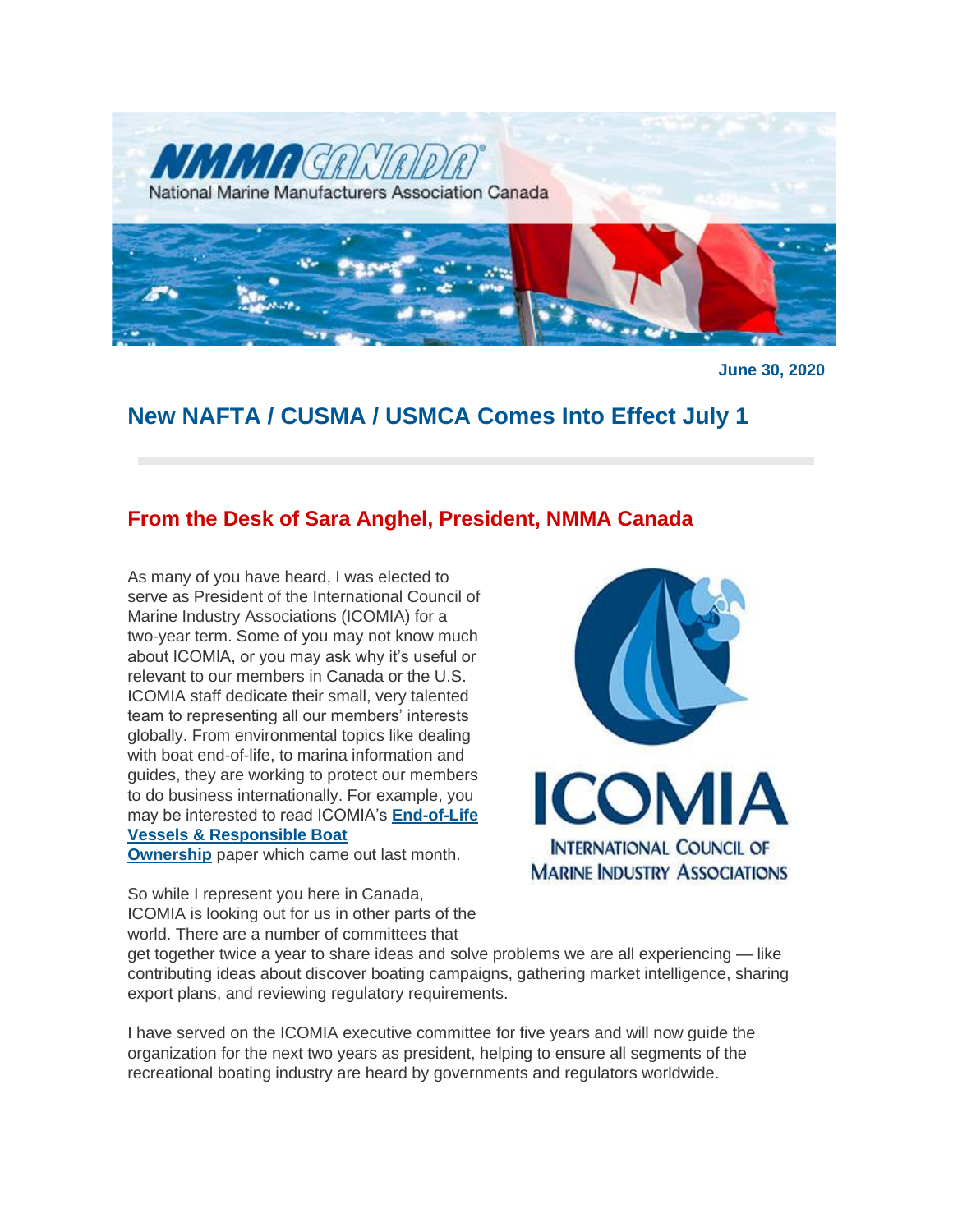NMMA CANADA
National Marine Manufacturers Association Canada

**June 30, 2020**

# New NAFTA / CUSMA / USMCA Comes Into Effect July 1

## From the Desk of Sara Anghel, President, NMMA Canada

As many of you have heard, I was elected to serve as President of the International Council of Marine Industry Associations (ICOMIA) for a two-year term. Some of you may not know much about ICOMIA, or you may ask why it's useful or relevant to our members in Canada or the U.S. ICOMIA staff dedicate their small, very talented team to representing all our members' interests globally. From environmental topics like dealing with boat end-of-life, to marina information and guides, they are working to protect our members to do business internationally. For example, you may be interested to read ICOMIA's **End-of-Life Vessels & Responsible Boat Ownership** paper which came out last month.

ICOMIA
INTERNATIONAL COUNCIL OF MARINE INDUSTRY ASSOCIATIONS

So while I represent you here in Canada, ICOMIA is looking out for us in other parts of the world. There are a number of committees that get together twice a year to share ideas and solve problems we are all experiencing — like contributing ideas about discover boating campaigns, gathering market intelligence, sharing export plans, and reviewing regulatory requirements.

I have served on the ICOMIA executive committee for five years and will now guide the organization for the next two years as president, helping to ensure all segments of the recreational boating industry are heard by governments and regulators worldwide.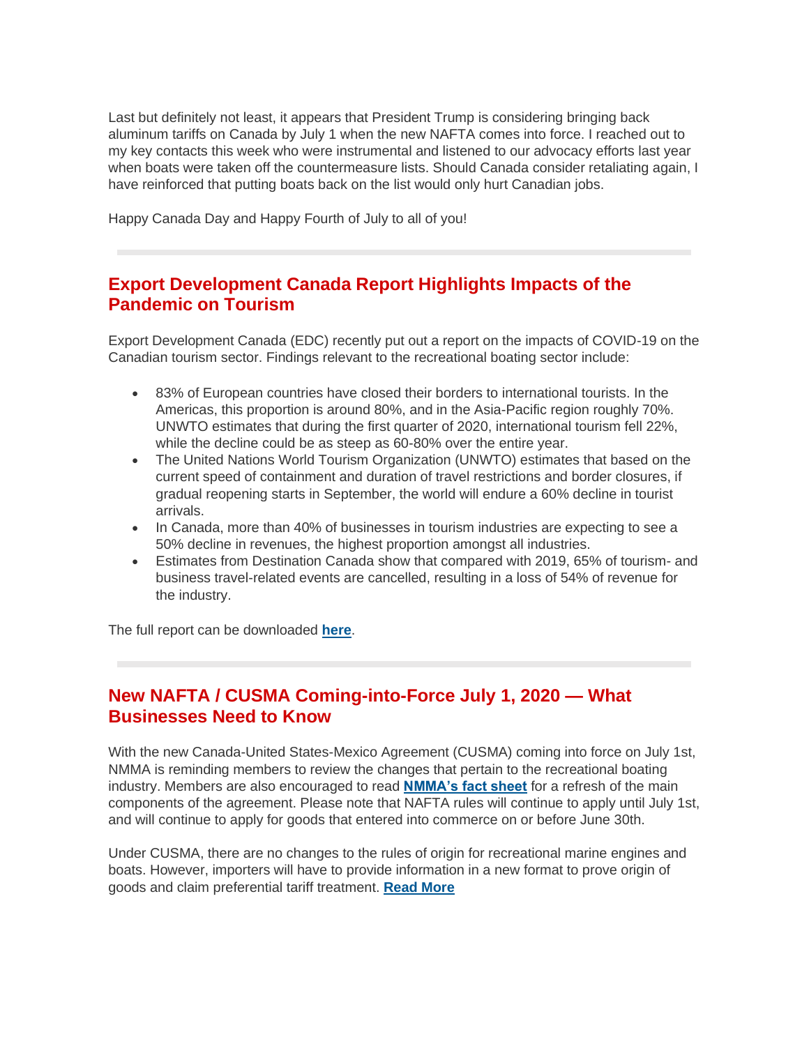Last but definitely not least, it appears that President Trump is considering bringing back aluminum tariffs on Canada by July 1 when the new NAFTA comes into force. I reached out to my key contacts this week who were instrumental and listened to our advocacy efforts last year when boats were taken off the countermeasure lists. Should Canada consider retaliating again, I have reinforced that putting boats back on the list would only hurt Canadian jobs.

Happy Canada Day and Happy Fourth of July to all of you!

---

## Export Development Canada Report Highlights Impacts of the Pandemic on Tourism

Export Development Canada (EDC) recently put out a report on the impacts of COVID-19 on the Canadian tourism sector. Findings relevant to the recreational boating sector include:

- 83% of European countries have closed their borders to international tourists. In the Americas, this proportion is around 80%, and in the Asia-Pacific region roughly 70%. UNWTO estimates that during the first quarter of 2020, international tourism fell 22%, while the decline could be as steep as 60-80% over the entire year.
- The United Nations World Tourism Organization (UNWTO) estimates that based on the current speed of containment and duration of travel restrictions and border closures, if gradual reopening starts in September, the world will endure a 60% decline in tourist arrivals.
- In Canada, more than 40% of businesses in tourism industries are expecting to see a 50% decline in revenues, the highest proportion amongst all industries.
- Estimates from Destination Canada show that compared with 2019, 65% of tourism- and business travel-related events are cancelled, resulting in a loss of 54% of revenue for the industry.

The full report can be downloaded **here**.

---

## New NAFTA / CUSMA Coming-into-Force July 1, 2020 — What Businesses Need to Know

With the new Canada-United States-Mexico Agreement (CUSMA) coming into force on July 1st, NMMA is reminding members to review the changes that pertain to the recreational boating industry. Members are also encouraged to read **NMMA's fact sheet** for a refresh of the main components of the agreement. Please note that NAFTA rules will continue to apply until July 1st, and will continue to apply for goods that entered into commerce on or before June 30th.

Under CUSMA, there are no changes to the rules of origin for recreational marine engines and boats. However, importers will have to provide information in a new format to prove origin of goods and claim preferential tariff treatment. **Read More**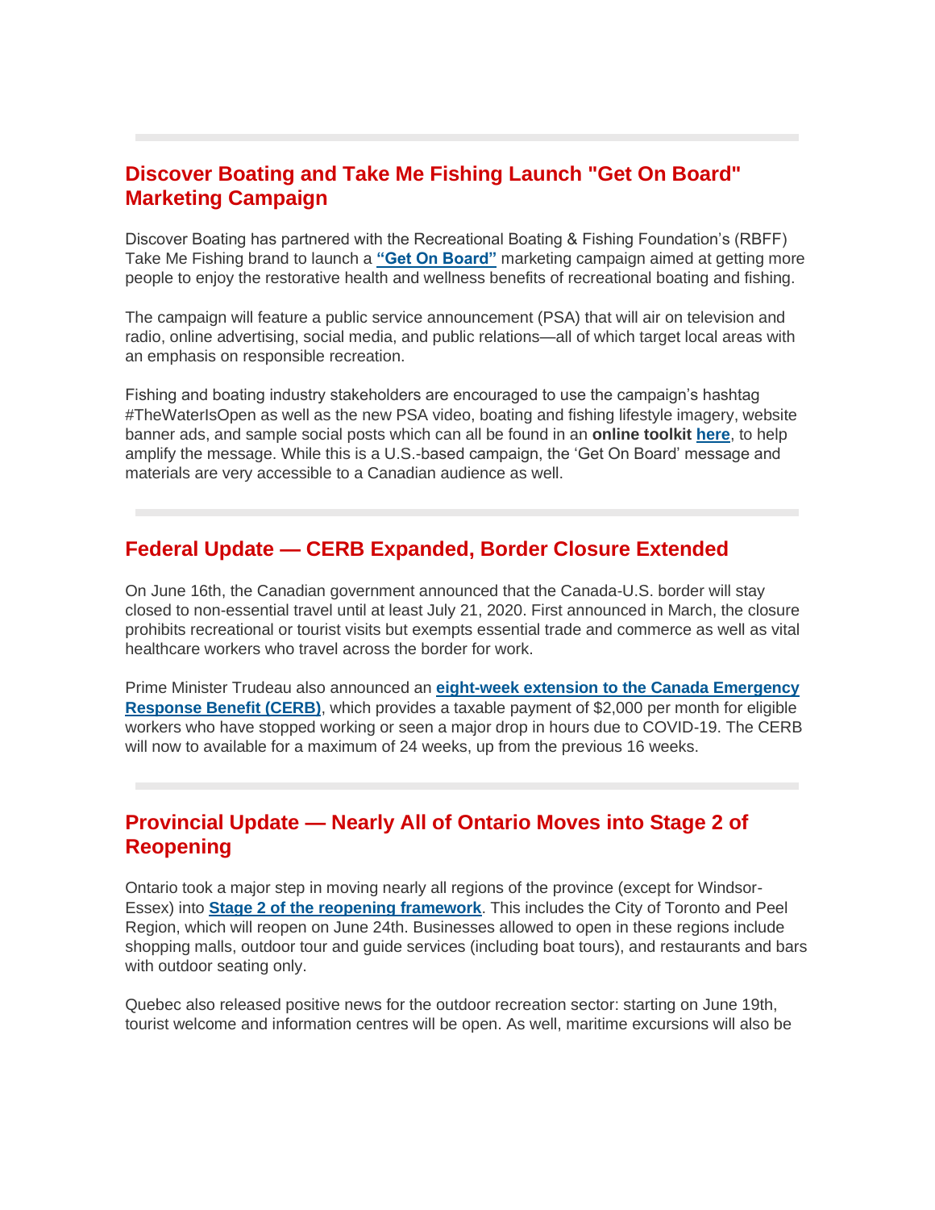## Discover Boating and Take Me Fishing Launch "Get On Board" Marketing Campaign

Discover Boating has partnered with the Recreational Boating & Fishing Foundation's (RBFF) Take Me Fishing brand to launch a **"Get On Board"** marketing campaign aimed at getting more people to enjoy the restorative health and wellness benefits of recreational boating and fishing.

The campaign will feature a public service announcement (PSA) that will air on television and radio, online advertising, social media, and public relations—all of which target local areas with an emphasis on responsible recreation.

Fishing and boating industry stakeholders are encouraged to use the campaign's hashtag #TheWaterIsOpen as well as the new PSA video, boating and fishing lifestyle imagery, website banner ads, and sample social posts which can all be found in an **online toolkit here**, to help amplify the message. While this is a U.S.-based campaign, the 'Get On Board' message and materials are very accessible to a Canadian audience as well.

## Federal Update — CERB Expanded, Border Closure Extended

On June 16th, the Canadian government announced that the Canada-U.S. border will stay closed to non-essential travel until at least July 21, 2020. First announced in March, the closure prohibits recreational or tourist visits but exempts essential trade and commerce as well as vital healthcare workers who travel across the border for work.

Prime Minister Trudeau also announced an **eight-week extension to the Canada Emergency Response Benefit (CERB)**, which provides a taxable payment of $2,000 per month for eligible workers who have stopped working or seen a major drop in hours due to COVID-19. The CERB will now to available for a maximum of 24 weeks, up from the previous 16 weeks.

## Provincial Update — Nearly All of Ontario Moves into Stage 2 of Reopening

Ontario took a major step in moving nearly all regions of the province (except for Windsor-Essex) into **Stage 2 of the reopening framework**. This includes the City of Toronto and Peel Region, which will reopen on June 24th. Businesses allowed to open in these regions include shopping malls, outdoor tour and guide services (including boat tours), and restaurants and bars with outdoor seating only.

Quebec also released positive news for the outdoor recreation sector: starting on June 19th, tourist welcome and information centres will be open. As well, maritime excursions will also be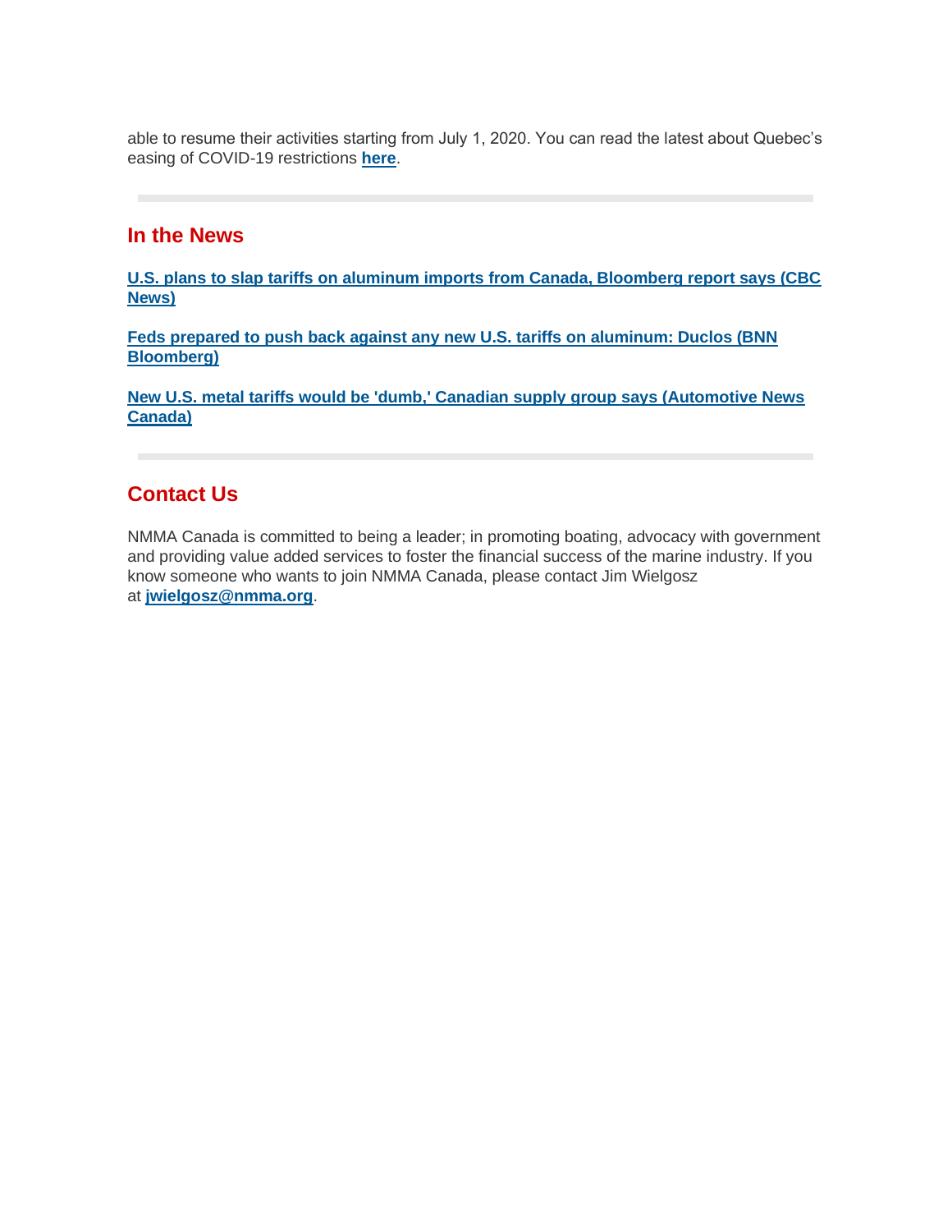able to resume their activities starting from July 1, 2020. You can read the latest about Quebec's easing of COVID-19 restrictions **here**.

---

## In the News

**U.S. plans to slap tariffs on aluminum imports from Canada, Bloomberg report says (CBC News)**

**Feds prepared to push back against any new U.S. tariffs on aluminum: Duclos (BNN Bloomberg)**

**New U.S. metal tariffs would be 'dumb,' Canadian supply group says (Automotive News Canada)**

---

## Contact Us

NMMA Canada is committed to being a leader; in promoting boating, advocacy with government and providing value added services to foster the financial success of the marine industry. If you know someone who wants to join NMMA Canada, please contact Jim Wielgosz at **jwielgosz@nmma.org**.